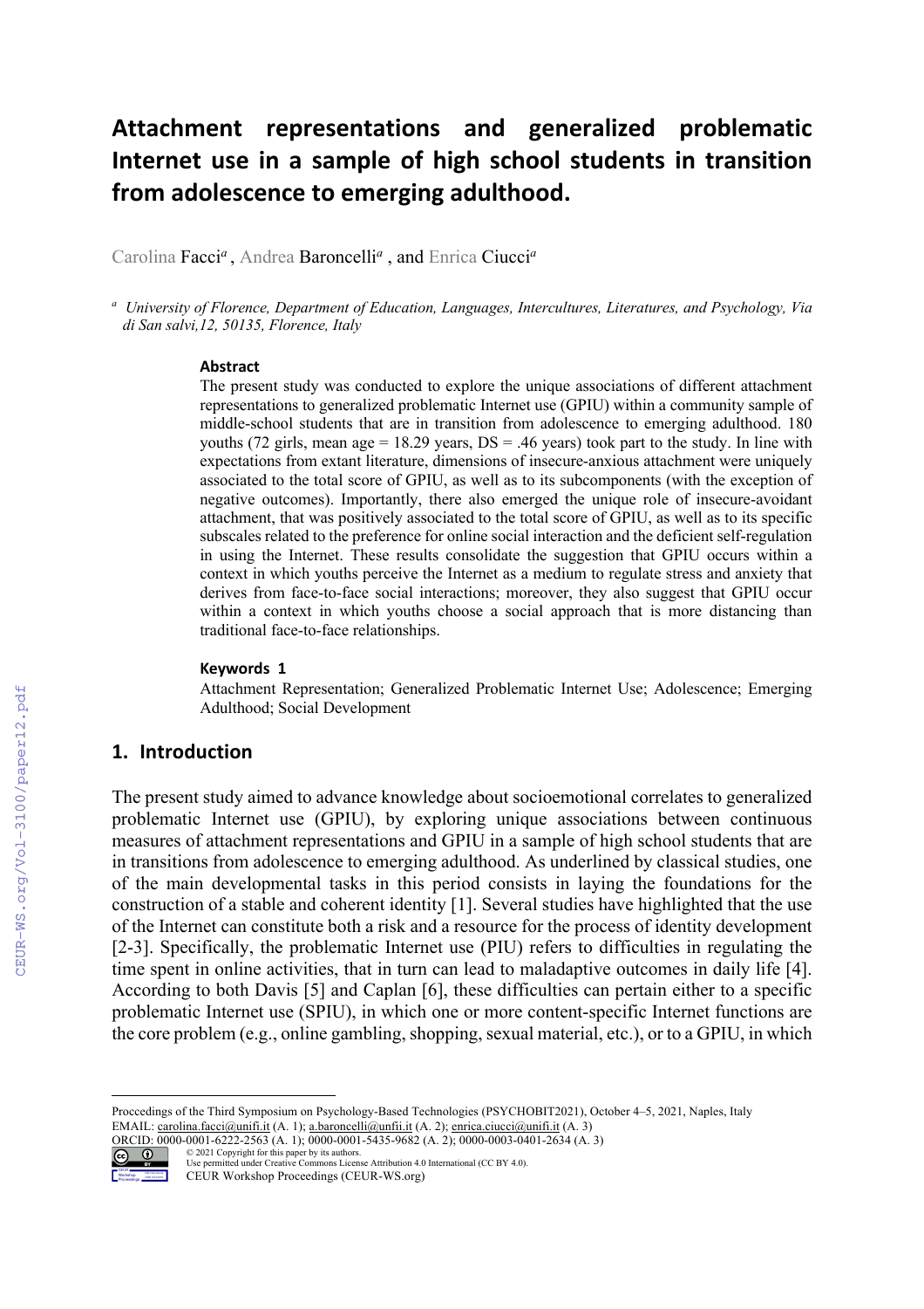# Attachment representations and generalized problematic Internet use in a sample of high school students in transition from adolescence to emerging adulthood.

Carolina Facci[a], Andrea Baroncelli[a], and Enrica Ciucci[a]

[a] *University of Florence, Department of Education, Languages, Intercultures, Literatures, and Psychology, Via di San salvi,12, 50135, Florence, Italy*

### Abstract

The present study was conducted to explore the unique associations of different attachment representations to generalized problematic Internet use (GPIU) within a community sample of middle-school students that are in transition from adolescence to emerging adulthood. 180 youths (72 girls, mean age = 18.29 years, DS = .46 years) took part to the study. In line with expectations from extant literature, dimensions of insecure-anxious attachment were uniquely associated to the total score of GPIU, as well as to its subcomponents (with the exception of negative outcomes). Importantly, there also emerged the unique role of insecure-avoidant attachment, that was positively associated to the total score of GPIU, as well as to its specific subscales related to the preference for online social interaction and the deficient self-regulation in using the Internet. These results consolidate the suggestion that GPIU occurs within a context in which youths perceive the Internet as a medium to regulate stress and anxiety that derives from face-to-face social interactions; moreover, they also suggest that GPIU occur within a context in which youths choose a social approach that is more distancing than traditional face-to-face relationships.

### Keywords 1

Attachment Representation; Generalized Problematic Internet Use; Adolescence; Emerging Adulthood; Social Development

## 1. Introduction

The present study aimed to advance knowledge about socioemotional correlates to generalized problematic Internet use (GPIU), by exploring unique associations between continuous measures of attachment representations and GPIU in a sample of high school students that are in transitions from adolescence to emerging adulthood. As underlined by classical studies, one of the main developmental tasks in this period consists in laying the foundations for the construction of a stable and coherent identity [1]. Several studies have highlighted that the use of the Internet can constitute both a risk and a resource for the process of identity development [2-3]. Specifically, the problematic Internet use (PIU) refers to difficulties in regulating the time spent in online activities, that in turn can lead to maladaptive outcomes in daily life [4]. According to both Davis [5] and Caplan [6], these difficulties can pertain either to a specific problematic Internet use (SPIU), in which one or more content-specific Internet functions are the core problem (e.g., online gambling, shopping, sexual material, etc.), or to a GPIU, in which

---

Proccedings of the Third Symposium on Psychology-Based Technologies (PSYCHOBIT2021), October 4–5, 2021, Naples, Italy
EMAIL: carolina.facci@unifi.it (A. 1); a.baroncelli@unfii.it (A. 2); enrica.ciucci@unifi.it (A. 3)
ORCID: 0000-0001-6222-2563 (A. 1); 0000-0001-5435-9682 (A. 2); 0000-0003-0401-2634 (A. 3)
© 2021 Copyright for this paper by its authors.
Use permitted under Creative Commons License Attribution 4.0 International (CC BY 4.0).
CEUR Workshop Proceedings (CEUR-WS.org)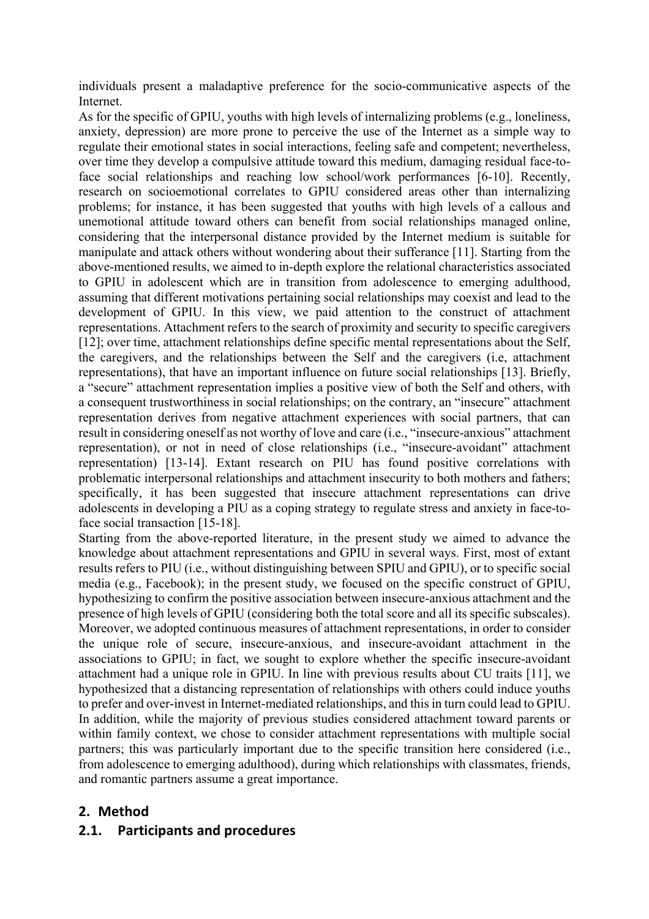individuals present a maladaptive preference for the socio-communicative aspects of the Internet.

As for the specific of GPIU, youths with high levels of internalizing problems (e.g., loneliness, anxiety, depression) are more prone to perceive the use of the Internet as a simple way to regulate their emotional states in social interactions, feeling safe and competent; nevertheless, over time they develop a compulsive attitude toward this medium, damaging residual face-to-face social relationships and reaching low school/work performances [6-10]. Recently, research on socioemotional correlates to GPIU considered areas other than internalizing problems; for instance, it has been suggested that youths with high levels of a callous and unemotional attitude toward others can benefit from social relationships managed online, considering that the interpersonal distance provided by the Internet medium is suitable for manipulate and attack others without wondering about their sufferance [11]. Starting from the above-mentioned results, we aimed to in-depth explore the relational characteristics associated to GPIU in adolescent which are in transition from adolescence to emerging adulthood, assuming that different motivations pertaining social relationships may coexist and lead to the development of GPIU. In this view, we paid attention to the construct of attachment representations. Attachment refers to the search of proximity and security to specific caregivers [12]; over time, attachment relationships define specific mental representations about the Self, the caregivers, and the relationships between the Self and the caregivers (i.e, attachment representations), that have an important influence on future social relationships [13]. Briefly, a "secure" attachment representation implies a positive view of both the Self and others, with a consequent trustworthiness in social relationships; on the contrary, an "insecure" attachment representation derives from negative attachment experiences with social partners, that can result in considering oneself as not worthy of love and care (i.e., "insecure-anxious" attachment representation), or not in need of close relationships (i.e., "insecure-avoidant" attachment representation) [13-14]. Extant research on PIU has found positive correlations with problematic interpersonal relationships and attachment insecurity to both mothers and fathers; specifically, it has been suggested that insecure attachment representations can drive adolescents in developing a PIU as a coping strategy to regulate stress and anxiety in face-to-face social transaction [15-18].

Starting from the above-reported literature, in the present study we aimed to advance the knowledge about attachment representations and GPIU in several ways. First, most of extant results refers to PIU (i.e., without distinguishing between SPIU and GPIU), or to specific social media (e.g., Facebook); in the present study, we focused on the specific construct of GPIU, hypothesizing to confirm the positive association between insecure-anxious attachment and the presence of high levels of GPIU (considering both the total score and all its specific subscales). Moreover, we adopted continuous measures of attachment representations, in order to consider the unique role of secure, insecure-anxious, and insecure-avoidant attachment in the associations to GPIU; in fact, we sought to explore whether the specific insecure-avoidant attachment had a unique role in GPIU. In line with previous results about CU traits [11], we hypothesized that a distancing representation of relationships with others could induce youths to prefer and over-invest in Internet-mediated relationships, and this in turn could lead to GPIU. In addition, while the majority of previous studies considered attachment toward parents or within family context, we chose to consider attachment representations with multiple social partners; this was particularly important due to the specific transition here considered (i.e., from adolescence to emerging adulthood), during which relationships with classmates, friends, and romantic partners assume a great importance.

## 2. Method

### 2.1. Participants and procedures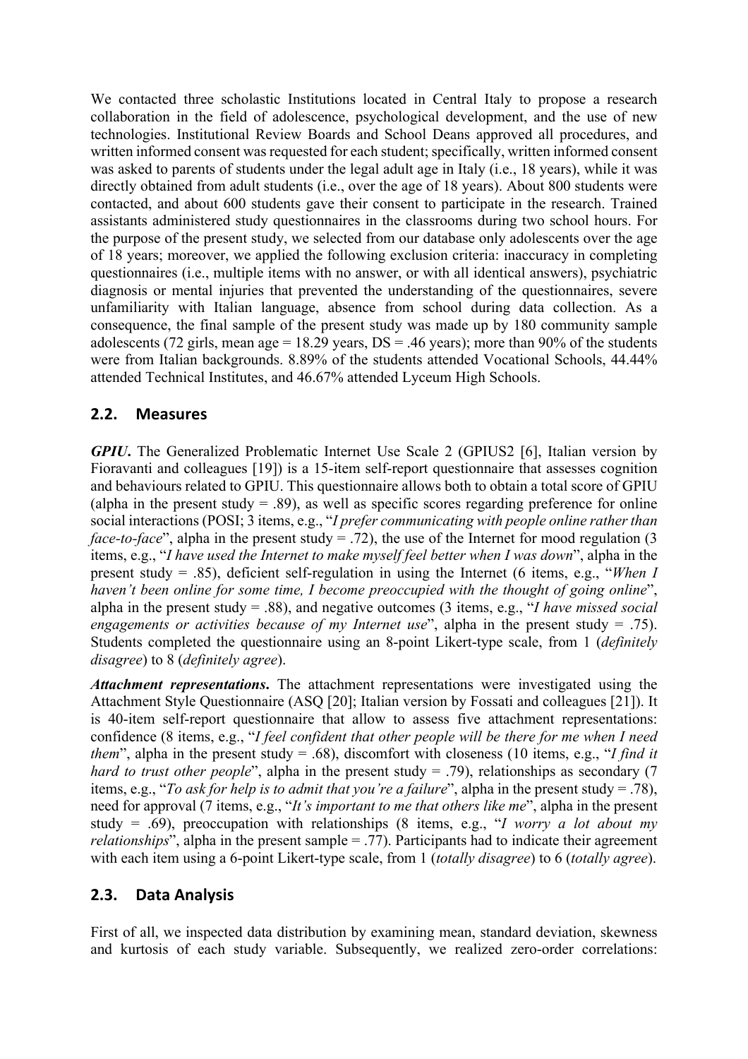We contacted three scholastic Institutions located in Central Italy to propose a research collaboration in the field of adolescence, psychological development, and the use of new technologies. Institutional Review Boards and School Deans approved all procedures, and written informed consent was requested for each student; specifically, written informed consent was asked to parents of students under the legal adult age in Italy (i.e., 18 years), while it was directly obtained from adult students (i.e., over the age of 18 years). About 800 students were contacted, and about 600 students gave their consent to participate in the research. Trained assistants administered study questionnaires in the classrooms during two school hours. For the purpose of the present study, we selected from our database only adolescents over the age of 18 years; moreover, we applied the following exclusion criteria: inaccuracy in completing questionnaires (i.e., multiple items with no answer, or with all identical answers), psychiatric diagnosis or mental injuries that prevented the understanding of the questionnaires, severe unfamiliarity with Italian language, absence from school during data collection. As a consequence, the final sample of the present study was made up by 180 community sample adolescents (72 girls, mean age = 18.29 years, DS = .46 years); more than 90% of the students were from Italian backgrounds. 8.89% of the students attended Vocational Schools, 44.44% attended Technical Institutes, and 46.67% attended Lyceum High Schools.

## 2.2. Measures

***GPIU*.** The Generalized Problematic Internet Use Scale 2 (GPIUS2 [6], Italian version by Fioravanti and colleagues [19]) is a 15-item self-report questionnaire that assesses cognition and behaviours related to GPIU. This questionnaire allows both to obtain a total score of GPIU (alpha in the present study = .89), as well as specific scores regarding preference for online social interactions (POSI; 3 items, e.g., "*I prefer communicating with people online rather than face-to-face*", alpha in the present study = .72), the use of the Internet for mood regulation (3 items, e.g., "*I have used the Internet to make myself feel better when I was down*", alpha in the present study = .85), deficient self-regulation in using the Internet (6 items, e.g., "*When I haven't been online for some time, I become preoccupied with the thought of going online*", alpha in the present study = .88), and negative outcomes (3 items, e.g., "*I have missed social engagements or activities because of my Internet use*", alpha in the present study = .75). Students completed the questionnaire using an 8-point Likert-type scale, from 1 (*definitely disagree*) to 8 (*definitely agree*).

***Attachment representations*.** The attachment representations were investigated using the Attachment Style Questionnaire (ASQ [20]; Italian version by Fossati and colleagues [21]). It is 40-item self-report questionnaire that allow to assess five attachment representations: confidence (8 items, e.g., "*I feel confident that other people will be there for me when I need them*", alpha in the present study = .68), discomfort with closeness (10 items, e.g., "*I find it hard to trust other people*", alpha in the present study = .79), relationships as secondary (7 items, e.g., "*To ask for help is to admit that you're a failure*", alpha in the present study = .78), need for approval (7 items, e.g., "*It's important to me that others like me*", alpha in the present study = .69), preoccupation with relationships (8 items, e.g., "*I worry a lot about my relationships*", alpha in the present sample = .77). Participants had to indicate their agreement with each item using a 6-point Likert-type scale, from 1 (*totally disagree*) to 6 (*totally agree*).

## 2.3. Data Analysis

First of all, we inspected data distribution by examining mean, standard deviation, skewness and kurtosis of each study variable. Subsequently, we realized zero-order correlations: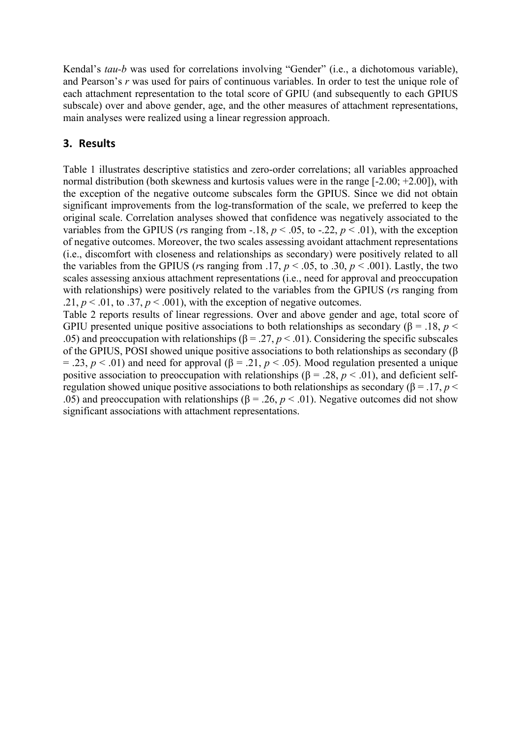Kendal's *tau-b* was used for correlations involving "Gender" (i.e., a dichotomous variable), and Pearson's *r* was used for pairs of continuous variables. In order to test the unique role of each attachment representation to the total score of GPIU (and subsequently to each GPIUS subscale) over and above gender, age, and the other measures of attachment representations, main analyses were realized using a linear regression approach.

## 3. Results

Table 1 illustrates descriptive statistics and zero-order correlations; all variables approached normal distribution (both skewness and kurtosis values were in the range [-2.00; +2.00]), with the exception of the negative outcome subscales form the GPIUS. Since we did not obtain significant improvements from the log-transformation of the scale, we preferred to keep the original scale. Correlation analyses showed that confidence was negatively associated to the variables from the GPIUS (*r*s ranging from -.18, $p < .05$, to -.22, $p < .01$), with the exception of negative outcomes. Moreover, the two scales assessing avoidant attachment representations (i.e., discomfort with closeness and relationships as secondary) were positively related to all the variables from the GPIUS (*r*s ranging from .17, $p < .05$, to .30, $p < .001$). Lastly, the two scales assessing anxious attachment representations (i.e., need for approval and preoccupation with relationships) were positively related to the variables from the GPIUS (*r*s ranging from .21, $p < .01$, to .37, $p < .001$), with the exception of negative outcomes.

Table 2 reports results of linear regressions. Over and above gender and age, total score of GPIU presented unique positive associations to both relationships as secondary ($\beta = .18$, $p < .05$) and preoccupation with relationships ($\beta = .27$, $p < .01$). Considering the specific subscales of the GPIUS, POSI showed unique positive associations to both relationships as secondary ($\beta = .23$, $p < .01$) and need for approval ($\beta = .21$, $p < .05$). Mood regulation presented a unique positive association to preoccupation with relationships ($\beta = .28$, $p < .01$), and deficient self-regulation showed unique positive associations to both relationships as secondary ($\beta = .17$, $p < .05$) and preoccupation with relationships ($\beta = .26$, $p < .01$). Negative outcomes did not show significant associations with attachment representations.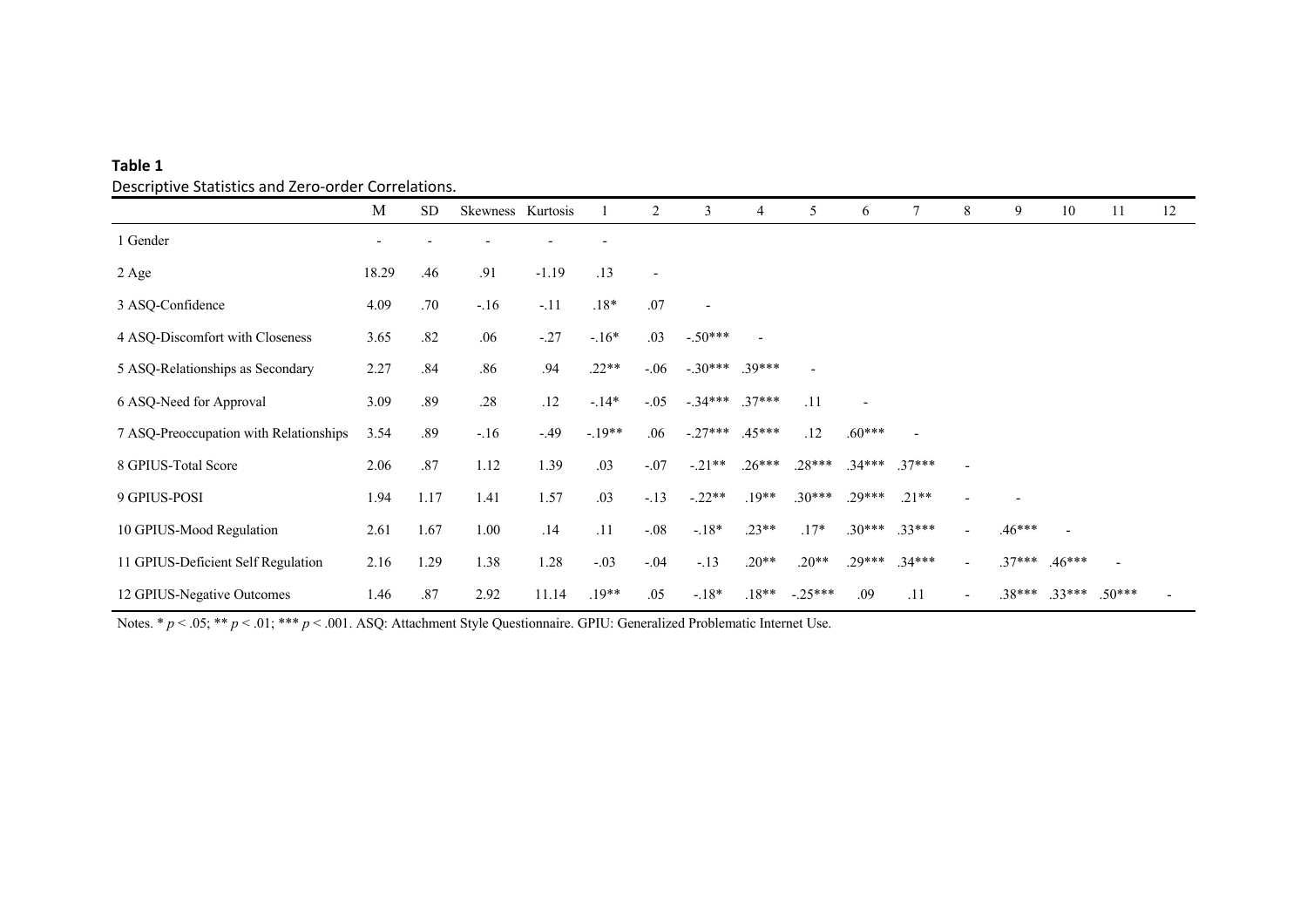**Table 1**

Descriptive Statistics and Zero-order Correlations.

| | M | SD | Skewness | Kurtosis | 1 | 2 | 3 | 4 | 5 | 6 | 7 | 8 | 9 | 10 | 11 | 12 |
|---|---|---|---|---|---|---|---|---|---|---|---|---|---|---|---|---|
| 1 Gender | - | - | - | - | - | | | | | | | | | | | |
| 2 Age | 18.29 | .46 | .91 | -1.19 | .13 | - | | | | | | | | | | |
| 3 ASQ-Confidence | 4.09 | .70 | -.16 | -.11 | .18* | .07 | - | | | | | | | | | |
| 4 ASQ-Discomfort with Closeness | 3.65 | .82 | .06 | -.27 | -.16* | .03 | -.50*** | - | | | | | | | | |
| 5 ASQ-Relationships as Secondary | 2.27 | .84 | .86 | .94 | .22** | -.06 | -.30*** | .39*** | - | | | | | | | |
| 6 ASQ-Need for Approval | 3.09 | .89 | .28 | .12 | -.14* | -.05 | -.34*** | .37*** | .11 | - | | | | | | |
| 7 ASQ-Preoccupation with Relationships | 3.54 | .89 | -.16 | -.49 | -.19** | .06 | -.27*** | .45*** | .12 | .60*** | - | | | | | |
| 8 GPIUS-Total Score | 2.06 | .87 | 1.12 | 1.39 | .03 | -.07 | -.21** | .26*** | .28*** | .34*** | .37*** | - | | | | |
| 9 GPIUS-POSI | 1.94 | 1.17 | 1.41 | 1.57 | .03 | -.13 | -.22** | .19** | .30*** | .29*** | .21** | - | - | | | |
| 10 GPIUS-Mood Regulation | 2.61 | 1.67 | 1.00 | .14 | .11 | -.08 | -.18* | .23** | .17* | .30*** | .33*** | - | .46*** | - | | |
| 11 GPIUS-Deficient Self Regulation | 2.16 | 1.29 | 1.38 | 1.28 | -.03 | -.04 | -.13 | .20** | .20** | .29*** | .34*** | - | .37*** | .46*** | - | |
| 12 GPIUS-Negative Outcomes | 1.46 | .87 | 2.92 | 11.14 | .19** | .05 | -.18* | .18** | -.25*** | .09 | .11 | - | .38*** | .33*** | .50*** | - |

Notes. * $p < .05$; ** $p < .01$; *** $p < .001$. ASQ: Attachment Style Questionnaire. GPIU: Generalized Problematic Internet Use.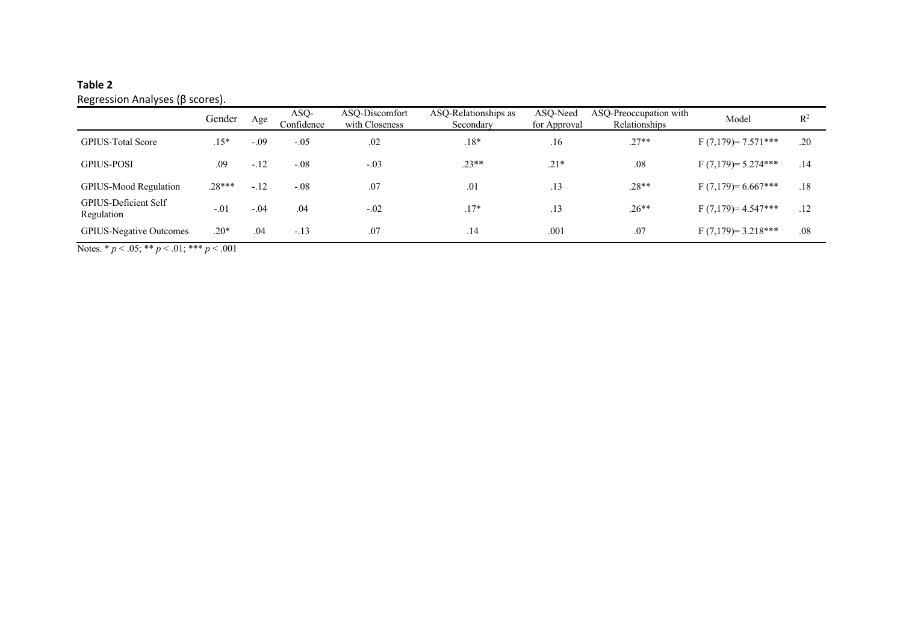**Table 2**

Regression Analyses (β scores).

| | Gender | Age | ASQ-Confidence | ASQ-Discomfort with Closeness | ASQ-Relationships as Secondary | ASQ-Need for Approval | ASQ-Preoccupation with Relationships | Model | $R^2$ |
|---|---|---|---|---|---|---|---|---|---|
| GPIUS-Total Score | .15* | -.09 | -.05 | .02 | .18* | .16 | .27** | $F(7,179) = 7.571$*** | .20 |
| GPIUS-POSI | .09 | -.12 | -.08 | -.03 | .23** | .21* | .08 | $F(7,179) = 5.274$*** | .14 |
| GPIUS-Mood Regulation | .28*** | -.12 | -.08 | .07 | .01 | .13 | .28** | $F(7,179) = 6.667$*** | .18 |
| GPIUS-Deficient Self Regulation | -.01 | -.04 | .04 | -.02 | .17* | .13 | .26** | $F(7,179) = 4.547$*** | .12 |
| GPIUS-Negative Outcomes | .20* | .04 | -.13 | .07 | .14 | .001 | .07 | $F(7,179) = 3.218$*** | .08 |

Notes. * $p < .05$; ** $p < .01$; *** $p < .001$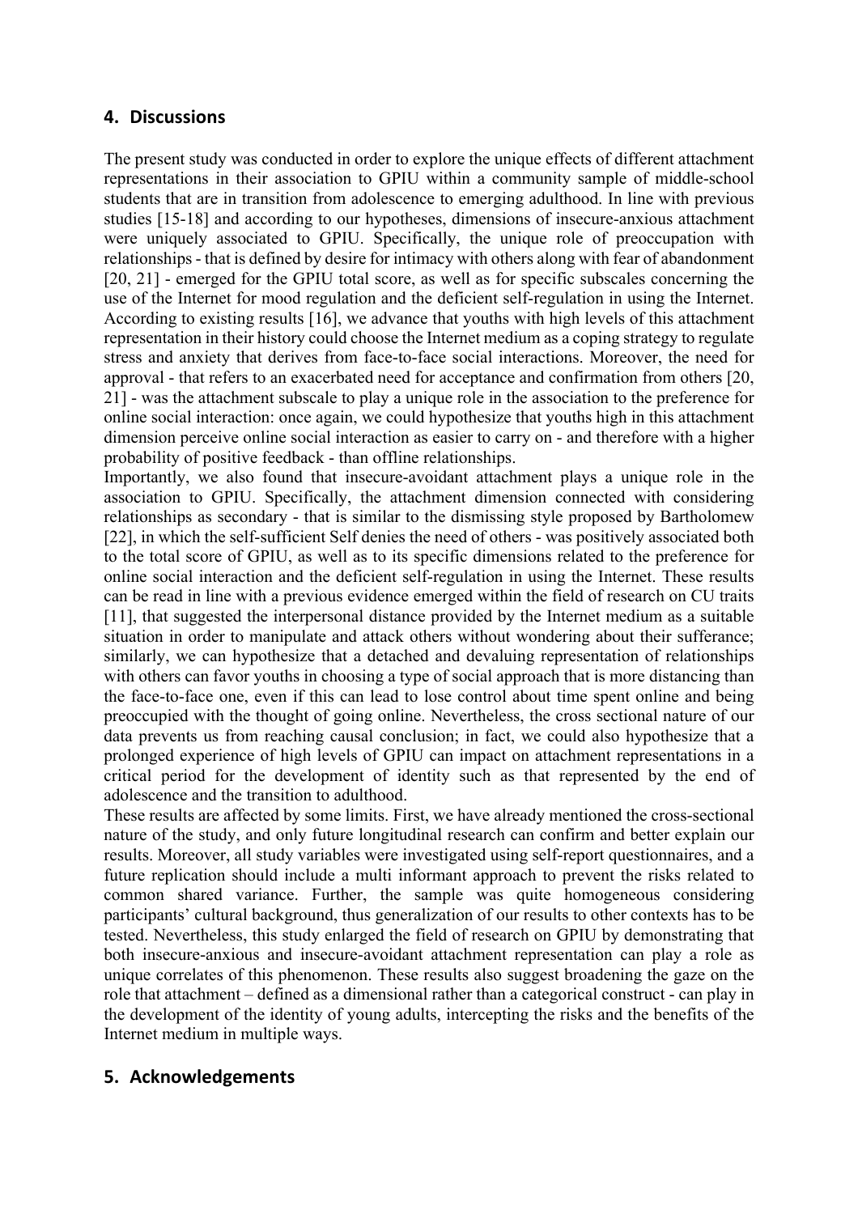## 4. Discussions

The present study was conducted in order to explore the unique effects of different attachment representations in their association to GPIU within a community sample of middle-school students that are in transition from adolescence to emerging adulthood. In line with previous studies [15-18] and according to our hypotheses, dimensions of insecure-anxious attachment were uniquely associated to GPIU. Specifically, the unique role of preoccupation with relationships - that is defined by desire for intimacy with others along with fear of abandonment [20, 21] - emerged for the GPIU total score, as well as for specific subscales concerning the use of the Internet for mood regulation and the deficient self-regulation in using the Internet. According to existing results [16], we advance that youths with high levels of this attachment representation in their history could choose the Internet medium as a coping strategy to regulate stress and anxiety that derives from face-to-face social interactions. Moreover, the need for approval - that refers to an exacerbated need for acceptance and confirmation from others [20, 21] - was the attachment subscale to play a unique role in the association to the preference for online social interaction: once again, we could hypothesize that youths high in this attachment dimension perceive online social interaction as easier to carry on - and therefore with a higher probability of positive feedback - than offline relationships.

Importantly, we also found that insecure-avoidant attachment plays a unique role in the association to GPIU. Specifically, the attachment dimension connected with considering relationships as secondary - that is similar to the dismissing style proposed by Bartholomew [22], in which the self-sufficient Self denies the need of others - was positively associated both to the total score of GPIU, as well as to its specific dimensions related to the preference for online social interaction and the deficient self-regulation in using the Internet. These results can be read in line with a previous evidence emerged within the field of research on CU traits [11], that suggested the interpersonal distance provided by the Internet medium as a suitable situation in order to manipulate and attack others without wondering about their sufferance; similarly, we can hypothesize that a detached and devaluing representation of relationships with others can favor youths in choosing a type of social approach that is more distancing than the face-to-face one, even if this can lead to lose control about time spent online and being preoccupied with the thought of going online. Nevertheless, the cross sectional nature of our data prevents us from reaching causal conclusion; in fact, we could also hypothesize that a prolonged experience of high levels of GPIU can impact on attachment representations in a critical period for the development of identity such as that represented by the end of adolescence and the transition to adulthood.

These results are affected by some limits. First, we have already mentioned the cross-sectional nature of the study, and only future longitudinal research can confirm and better explain our results. Moreover, all study variables were investigated using self-report questionnaires, and a future replication should include a multi informant approach to prevent the risks related to common shared variance. Further, the sample was quite homogeneous considering participants' cultural background, thus generalization of our results to other contexts has to be tested. Nevertheless, this study enlarged the field of research on GPIU by demonstrating that both insecure-anxious and insecure-avoidant attachment representation can play a role as unique correlates of this phenomenon. These results also suggest broadening the gaze on the role that attachment – defined as a dimensional rather than a categorical construct - can play in the development of the identity of young adults, intercepting the risks and the benefits of the Internet medium in multiple ways.

## 5. Acknowledgements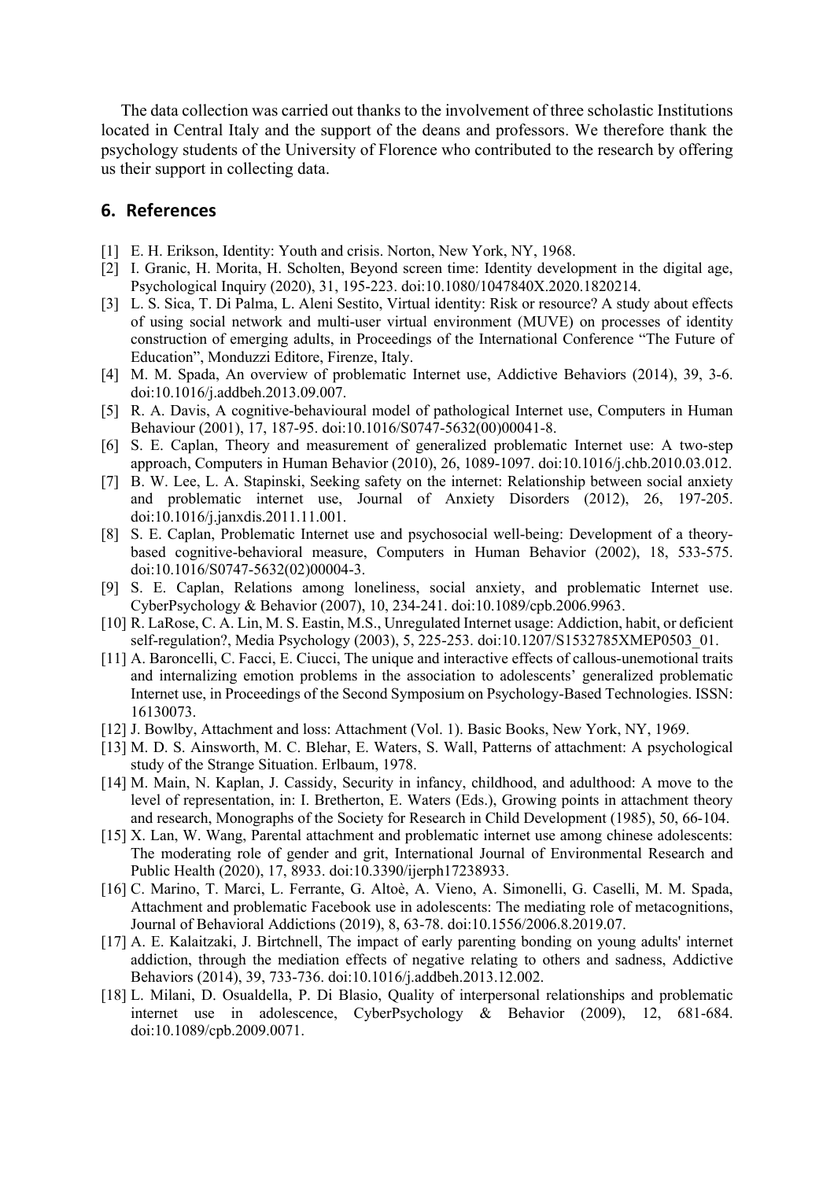The data collection was carried out thanks to the involvement of three scholastic Institutions located in Central Italy and the support of the deans and professors. We therefore thank the psychology students of the University of Florence who contributed to the research by offering us their support in collecting data.

## 6. References

[1] E. H. Erikson, Identity: Youth and crisis. Norton, New York, NY, 1968.

[2] I. Granic, H. Morita, H. Scholten, Beyond screen time: Identity development in the digital age, Psychological Inquiry (2020), 31, 195-223. doi:10.1080/1047840X.2020.1820214.

[3] L. S. Sica, T. Di Palma, L. Aleni Sestito, Virtual identity: Risk or resource? A study about effects of using social network and multi-user virtual environment (MUVE) on processes of identity construction of emerging adults, in Proceedings of the International Conference "The Future of Education", Monduzzi Editore, Firenze, Italy.

[4] M. M. Spada, An overview of problematic Internet use, Addictive Behaviors (2014), 39, 3-6. doi:10.1016/j.addbeh.2013.09.007.

[5] R. A. Davis, A cognitive-behavioural model of pathological Internet use, Computers in Human Behaviour (2001), 17, 187-95. doi:10.1016/S0747-5632(00)00041-8.

[6] S. E. Caplan, Theory and measurement of generalized problematic Internet use: A two-step approach, Computers in Human Behavior (2010), 26, 1089-1097. doi:10.1016/j.chb.2010.03.012.

[7] B. W. Lee, L. A. Stapinski, Seeking safety on the internet: Relationship between social anxiety and problematic internet use, Journal of Anxiety Disorders (2012), 26, 197-205. doi:10.1016/j.janxdis.2011.11.001.

[8] S. E. Caplan, Problematic Internet use and psychosocial well-being: Development of a theory-based cognitive-behavioral measure, Computers in Human Behavior (2002), 18, 533-575. doi:10.1016/S0747-5632(02)00004-3.

[9] S. E. Caplan, Relations among loneliness, social anxiety, and problematic Internet use. CyberPsychology & Behavior (2007), 10, 234-241. doi:10.1089/cpb.2006.9963.

[10] R. LaRose, C. A. Lin, M. S. Eastin, M.S., Unregulated Internet usage: Addiction, habit, or deficient self-regulation?, Media Psychology (2003), 5, 225-253. doi:10.1207/S1532785XMEP0503_01.

[11] A. Baroncelli, C. Facci, E. Ciucci, The unique and interactive effects of callous-unemotional traits and internalizing emotion problems in the association to adolescents' generalized problematic Internet use, in Proceedings of the Second Symposium on Psychology-Based Technologies. ISSN: 16130073.

[12] J. Bowlby, Attachment and loss: Attachment (Vol. 1). Basic Books, New York, NY, 1969.

[13] M. D. S. Ainsworth, M. C. Blehar, E. Waters, S. Wall, Patterns of attachment: A psychological study of the Strange Situation. Erlbaum, 1978.

[14] M. Main, N. Kaplan, J. Cassidy, Security in infancy, childhood, and adulthood: A move to the level of representation, in: I. Bretherton, E. Waters (Eds.), Growing points in attachment theory and research, Monographs of the Society for Research in Child Development (1985), 50, 66-104.

[15] X. Lan, W. Wang, Parental attachment and problematic internet use among chinese adolescents: The moderating role of gender and grit, International Journal of Environmental Research and Public Health (2020), 17, 8933. doi:10.3390/ijerph17238933.

[16] C. Marino, T. Marci, L. Ferrante, G. Altoè, A. Vieno, A. Simonelli, G. Caselli, M. M. Spada, Attachment and problematic Facebook use in adolescents: The mediating role of metacognitions, Journal of Behavioral Addictions (2019), 8, 63-78. doi:10.1556/2006.8.2019.07.

[17] A. E. Kalaitzaki, J. Birtchnell, The impact of early parenting bonding on young adults' internet addiction, through the mediation effects of negative relating to others and sadness, Addictive Behaviors (2014), 39, 733-736. doi:10.1016/j.addbeh.2013.12.002.

[18] L. Milani, D. Osualdella, P. Di Blasio, Quality of interpersonal relationships and problematic internet use in adolescence, CyberPsychology & Behavior (2009), 12, 681-684. doi:10.1089/cpb.2009.0071.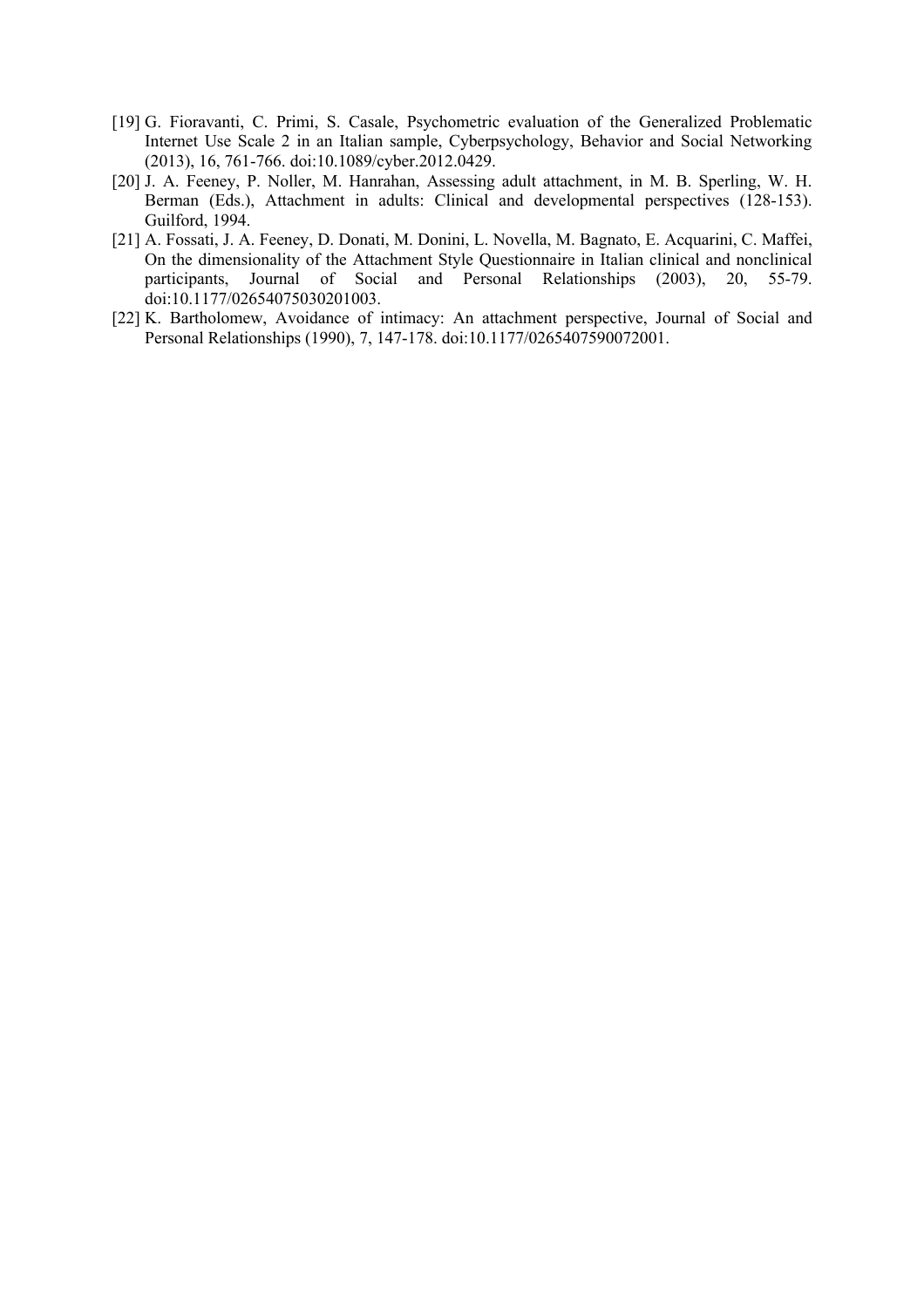[19] G. Fioravanti, C. Primi, S. Casale, Psychometric evaluation of the Generalized Problematic Internet Use Scale 2 in an Italian sample, Cyberpsychology, Behavior and Social Networking (2013), 16, 761-766. doi:10.1089/cyber.2012.0429.

[20] J. A. Feeney, P. Noller, M. Hanrahan, Assessing adult attachment, in M. B. Sperling, W. H. Berman (Eds.), Attachment in adults: Clinical and developmental perspectives (128-153). Guilford, 1994.

[21] A. Fossati, J. A. Feeney, D. Donati, M. Donini, L. Novella, M. Bagnato, E. Acquarini, C. Maffei, On the dimensionality of the Attachment Style Questionnaire in Italian clinical and nonclinical participants, Journal of Social and Personal Relationships (2003), 20, 55-79. doi:10.1177/02654075030201003.

[22] K. Bartholomew, Avoidance of intimacy: An attachment perspective, Journal of Social and Personal Relationships (1990), 7, 147-178. doi:10.1177/0265407590072001.